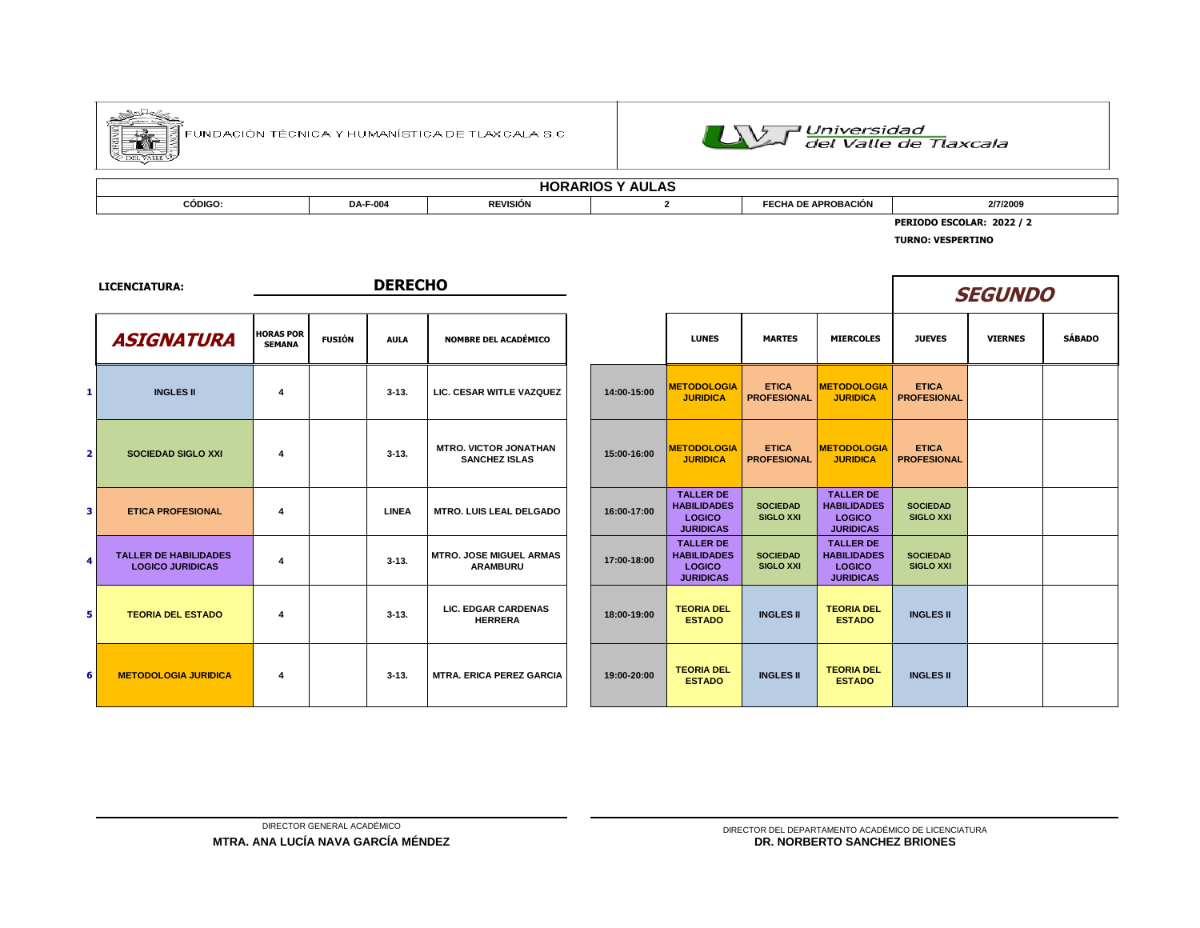FUNDACIÓN TÉCNICA Y HUMANÍSTICA DE TLAXCALA S.C.

Universidad del Valle de Tlaxcala

## HORARIOS Y AULAS

| CÓDIGO: | DA-F-004 | REVISIÓN | 2 | FECHA DE APROBACIÓN | 2/7/2009 |
|---|---|---|---|---|---|

**PERIODO ESCOLAR: 2022 / 2**

**TURNO: VESPERTINO**

**LICENCIATURA:** **DERECHO**

***SEGUNDO***

| | ASIGNATURA | HORAS POR SEMANA | FUSIÓN | AULA | NOMBRE DEL ACADÉMICO |
|---|---|---|---|---|---|
| 1 | INGLES II | 4 | | 3-13. | LIC. CESAR WITLE VAZQUEZ |
| 2 | SOCIEDAD SIGLO XXI | 4 | | 3-13. | MTRO. VICTOR JONATHAN SANCHEZ ISLAS |
| 3 | ETICA PROFESIONAL | 4 | | LINEA | MTRO. LUIS LEAL DELGADO |
| 4 | TALLER DE HABILIDADES LOGICO JURIDICAS | 4 | | 3-13. | MTRO. JOSE MIGUEL ARMAS ARAMBURU |
| 5 | TEORIA DEL ESTADO | 4 | | 3-13. | LIC. EDGAR CARDENAS HERRERA |
| 6 | METODOLOGIA JURIDICA | 4 | | 3-13. | MTRA. ERICA PEREZ GARCIA |

| | LUNES | MARTES | MIERCOLES | JUEVES | VIERNES | SÁBADO |
|---|---|---|---|---|---|---|
| 14:00-15:00 | METODOLOGIA JURIDICA | ETICA PROFESIONAL | METODOLOGIA JURIDICA | ETICA PROFESIONAL | | |
| 15:00-16:00 | METODOLOGIA JURIDICA | ETICA PROFESIONAL | METODOLOGIA JURIDICA | ETICA PROFESIONAL | | |
| 16:00-17:00 | TALLER DE HABILIDADES LOGICO JURIDICAS | SOCIEDAD SIGLO XXI | TALLER DE HABILIDADES LOGICO JURIDICAS | SOCIEDAD SIGLO XXI | | |
| 17:00-18:00 | TALLER DE HABILIDADES LOGICO JURIDICAS | SOCIEDAD SIGLO XXI | TALLER DE HABILIDADES LOGICO JURIDICAS | SOCIEDAD SIGLO XXI | | |
| 18:00-19:00 | TEORIA DEL ESTADO | INGLES II | TEORIA DEL ESTADO | INGLES II | | |
| 19:00-20:00 | TEORIA DEL ESTADO | INGLES II | TEORIA DEL ESTADO | INGLES II | | |

DIRECTOR GENERAL ACADÉMICO
**MTRA. ANA LUCÍA NAVA GARCÍA MÉNDEZ**

DIRECTOR DEL DEPARTAMENTO ACADÉMICO DE LICENCIATURA
**DR. NORBERTO SANCHEZ BRIONES**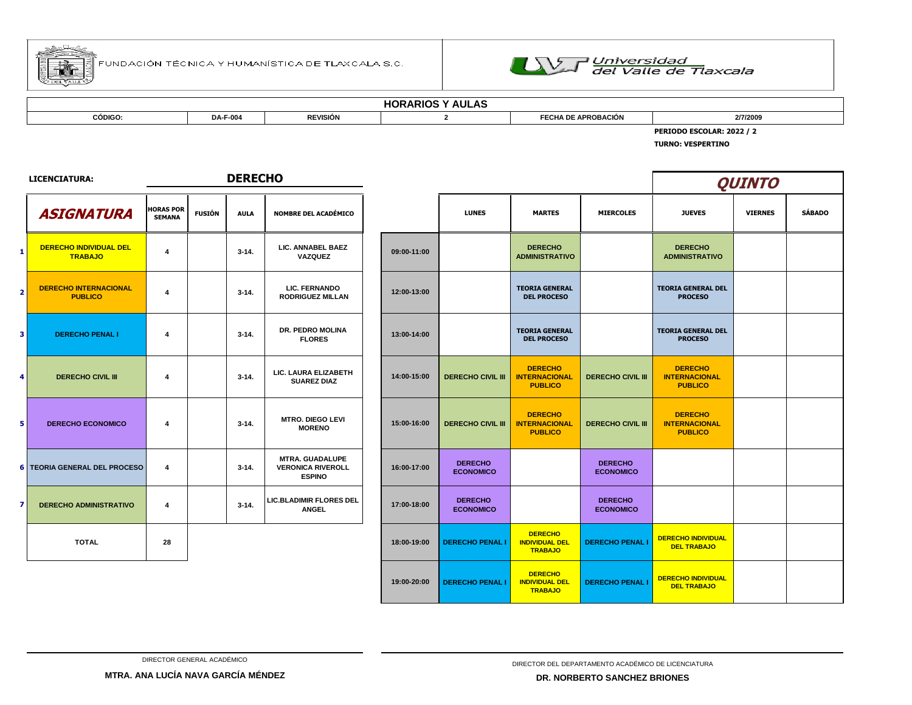FUNDACIÓN TÉCNICA Y HUMANÍSTICA DE TLAXCALA S.C.

Universidad del Valle de Tlaxcala

## HORARIOS Y AULAS

| CÓDIGO: | DA-F-004 | REVISIÓN | 2 | FECHA DE APROBACIÓN | 2/7/2009 |
|---|---|---|---|---|---|

**PERIODO ESCOLAR: 2022 / 2**

**TURNO: VESPERTINO**

**LICENCIATURA: DERECHO**

***QUINTO***

| | ASIGNATURA | HORAS POR SEMANA | FUSIÓN | AULA | NOMBRE DEL ACADÉMICO |
|---|---|---|---|---|---|
| 1 | DERECHO INDIVIDUAL DEL TRABAJO | 4 | | 3-14. | LIC. ANNABEL BAEZ VAZQUEZ |
| 2 | DERECHO INTERNACIONAL PUBLICO | 4 | | 3-14. | LIC. FERNANDO RODRIGUEZ MILLAN |
| 3 | DERECHO PENAL I | 4 | | 3-14. | DR. PEDRO MOLINA FLORES |
| 4 | DERECHO CIVIL III | 4 | | 3-14. | LIC. LAURA ELIZABETH SUAREZ DIAZ |
| 5 | DERECHO ECONOMICO | 4 | | 3-14. | MTRO. DIEGO LEVI MORENO |
| 6 | TEORIA GENERAL DEL PROCESO | 4 | | 3-14. | MTRA. GUADALUPE VERONICA RIVEROLL ESPINO |
| 7 | DERECHO ADMINISTRATIVO | 4 | | 3-14. | LIC.BLADIMIR FLORES DEL ANGEL |
| | TOTAL | 28 | | | |

| | LUNES | MARTES | MIERCOLES | JUEVES | VIERNES | SÁBADO |
|---|---|---|---|---|---|---|
| 09:00-11:00 | | DERECHO ADMINISTRATIVO | | DERECHO ADMINISTRATIVO | | |
| 12:00-13:00 | | TEORIA GENERAL DEL PROCESO | | TEORIA GENERAL DEL PROCESO | | |
| 13:00-14:00 | | TEORIA GENERAL DEL PROCESO | | TEORIA GENERAL DEL PROCESO | | |
| 14:00-15:00 | DERECHO CIVIL III | DERECHO INTERNACIONAL PUBLICO | DERECHO CIVIL III | DERECHO INTERNACIONAL PUBLICO | | |
| 15:00-16:00 | DERECHO CIVIL III | DERECHO INTERNACIONAL PUBLICO | DERECHO CIVIL III | DERECHO INTERNACIONAL PUBLICO | | |
| 16:00-17:00 | DERECHO ECONOMICO | | DERECHO ECONOMICO | | | |
| 17:00-18:00 | DERECHO ECONOMICO | | DERECHO ECONOMICO | | | |
| 18:00-19:00 | DERECHO PENAL I | DERECHO INDIVIDUAL DEL TRABAJO | DERECHO PENAL I | DERECHO INDIVIDUAL DEL TRABAJO | | |
| 19:00-20:00 | DERECHO PENAL I | DERECHO INDIVIDUAL DEL TRABAJO | DERECHO PENAL I | DERECHO INDIVIDUAL DEL TRABAJO | | |

DIRECTOR GENERAL ACADÉMICO

**MTRA. ANA LUCÍA NAVA GARCÍA MÉNDEZ**

DIRECTOR DEL DEPARTAMENTO ACADÉMICO DE LICENCIATURA

**DR. NORBERTO SANCHEZ BRIONES**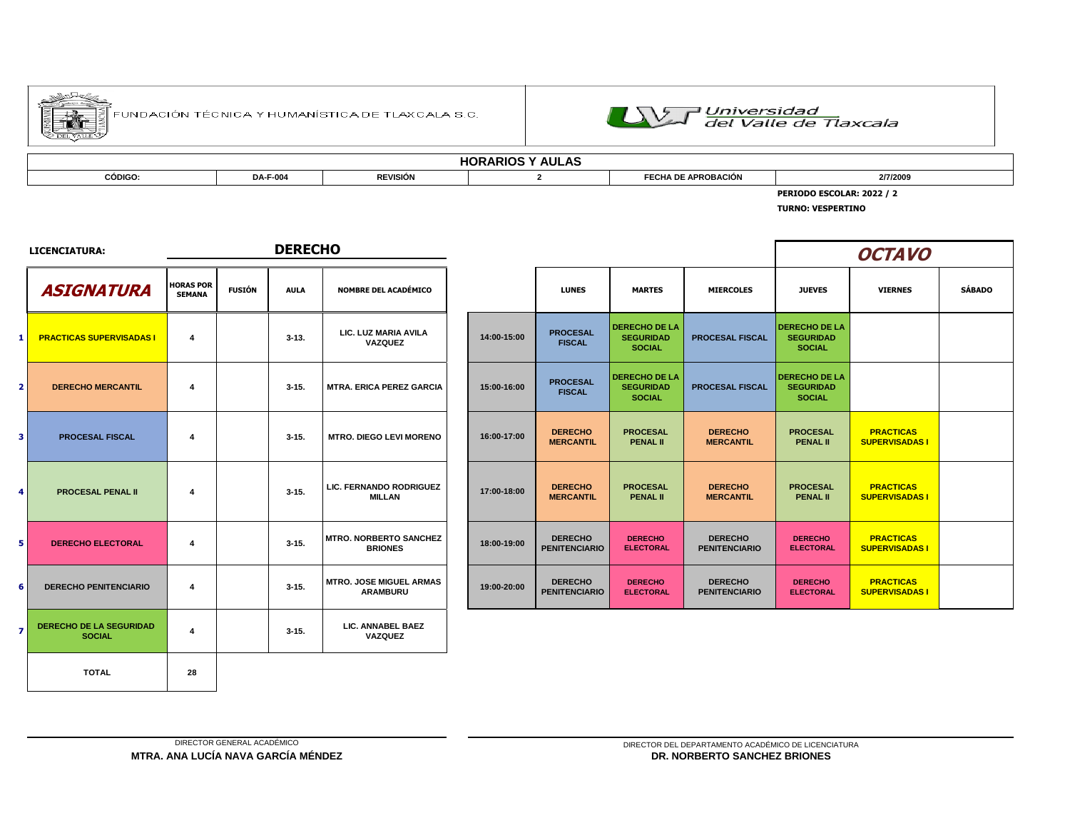FUNDACIÓN TÉCNICA Y HUMANÍSTICA DE TLAXCALA S.C.

Universidad del Valle de Tlaxcala

| HORARIOS Y AULAS | | | | | |
|---|---|---|---|---|---|
| CÓDIGO: | DA-F-004 | REVISIÓN | 2 | FECHA DE APROBACIÓN | 2/7/2009 |

**PERIODO ESCOLAR: 2022 / 2**

**TURNO: VESPERTINO**

**LICENCIATURA:** **DERECHO**

***OCTAVO***

| | *ASIGNATURA* | HORAS POR SEMANA | FUSIÓN | AULA | NOMBRE DEL ACADÉMICO |
|---|---|---|---|---|---|
| 1 | PRACTICAS SUPERVISADAS I | 4 | | 3-13. | LIC. LUZ MARIA AVILA VAZQUEZ |
| 2 | DERECHO MERCANTIL | 4 | | 3-15. | MTRA. ERICA PEREZ GARCIA |
| 3 | PROCESAL FISCAL | 4 | | 3-15. | MTRO. DIEGO LEVI MORENO |
| 4 | PROCESAL PENAL II | 4 | | 3-15. | LIC. FERNANDO RODRIGUEZ MILLAN |
| 5 | DERECHO ELECTORAL | 4 | | 3-15. | MTRO. NORBERTO SANCHEZ BRIONES |
| 6 | DERECHO PENITENCIARIO | 4 | | 3-15. | MTRO. JOSE MIGUEL ARMAS ARAMBURU |
| 7 | DERECHO DE LA SEGURIDAD SOCIAL | 4 | | 3-15. | LIC. ANNABEL BAEZ VAZQUEZ |
| | TOTAL | 28 | | | |

| | LUNES | MARTES | MIERCOLES | JUEVES | VIERNES | SÁBADO |
|---|---|---|---|---|---|---|
| 14:00-15:00 | PROCESAL FISCAL | DERECHO DE LA SEGURIDAD SOCIAL | PROCESAL FISCAL | DERECHO DE LA SEGURIDAD SOCIAL | | |
| 15:00-16:00 | PROCESAL FISCAL | DERECHO DE LA SEGURIDAD SOCIAL | PROCESAL FISCAL | DERECHO DE LA SEGURIDAD SOCIAL | | |
| 16:00-17:00 | DERECHO MERCANTIL | PROCESAL PENAL II | DERECHO MERCANTIL | PROCESAL PENAL II | PRACTICAS SUPERVISADAS I | |
| 17:00-18:00 | DERECHO MERCANTIL | PROCESAL PENAL II | DERECHO MERCANTIL | PROCESAL PENAL II | PRACTICAS SUPERVISADAS I | |
| 18:00-19:00 | DERECHO PENITENCIARIO | DERECHO ELECTORAL | DERECHO PENITENCIARIO | DERECHO ELECTORAL | PRACTICAS SUPERVISADAS I | |
| 19:00-20:00 | DERECHO PENITENCIARIO | DERECHO ELECTORAL | DERECHO PENITENCIARIO | DERECHO ELECTORAL | PRACTICAS SUPERVISADAS I | |

DIRECTOR GENERAL ACADÉMICO
**MTRA. ANA LUCÍA NAVA GARCÍA MÉNDEZ**

DIRECTOR DEL DEPARTAMENTO ACADÉMICO DE LICENCIATURA
**DR. NORBERTO SANCHEZ BRIONES**